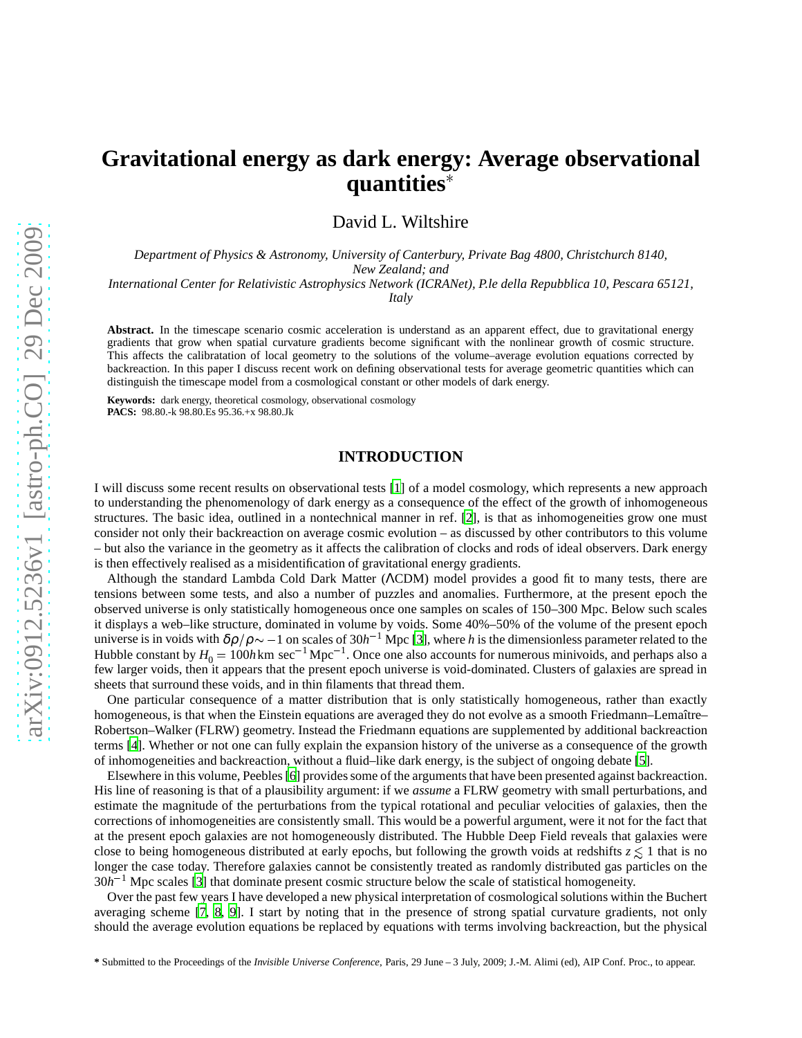# Gravitational energy as dark energy: Average observational quantities*

David L. Wiltshire

*Department of Physics & Astronomy, University of Canterbury, Private Bag 4800, Christchurch 8140, New Zealand; and*
*International Center for Relativistic Astrophysics Network (ICRANet), P.le della Repubblica 10, Pescara 65121, Italy*

**Abstract.** In the timescape scenario cosmic acceleration is understand as an apparent effect, due to gravitational energy gradients that grow when spatial curvature gradients become significant with the nonlinear growth of cosmic structure. This affects the calibratation of local geometry to the solutions of the volume–average evolution equations corrected by backreaction. In this paper I discuss recent work on defining observational tests for average geometric quantities which can distinguish the timescape model from a cosmological constant or other models of dark energy.

**Keywords:** dark energy, theoretical cosmology, observational cosmology
**PACS:** 98.80.-k 98.80.Es 95.36.+x 98.80.Jk

## INTRODUCTION

I will discuss some recent results on observational tests [1] of a model cosmology, which represents a new approach to understanding the phenomenology of dark energy as a consequence of the effect of the growth of inhomogeneous structures. The basic idea, outlined in a nontechnical manner in ref. [2], is that as inhomogeneities grow one must consider not only their backreaction on average cosmic evolution – as discussed by other contributors to this volume – but also the variance in the geometry as it affects the calibration of clocks and rods of ideal observers. Dark energy is then effectively realised as a misidentification of gravitational energy gradients.

Although the standard Lambda Cold Dark Matter (ΛCDM) model provides a good fit to many tests, there are tensions between some tests, and also a number of puzzles and anomalies. Furthermore, at the present epoch the observed universe is only statistically homogeneous once one samples on scales of 150–300 Mpc. Below such scales it displays a web–like structure, dominated in volume by voids. Some 40%–50% of the volume of the present epoch universe is in voids with $\delta\rho/\rho \sim -1$ on scales of $30h^{-1}$ Mpc [3], where $h$ is the dimensionless parameter related to the Hubble constant by $H_0 = 100h\,\mathrm{km\ sec^{-1}\,Mpc^{-1}}$. Once one also accounts for numerous minivoids, and perhaps also a few larger voids, then it appears that the present epoch universe is void-dominated. Clusters of galaxies are spread in sheets that surround these voids, and in thin filaments that thread them.

One particular consequence of a matter distribution that is only statistically homogeneous, rather than exactly homogeneous, is that when the Einstein equations are averaged they do not evolve as a smooth Friedmann–Lemaître–Robertson–Walker (FLRW) geometry. Instead the Friedmann equations are supplemented by additional backreaction terms [4]. Whether or not one can fully explain the expansion history of the universe as a consequence of the growth of inhomogeneities and backreaction, without a fluid–like dark energy, is the subject of ongoing debate [5].

Elsewhere in this volume, Peebles [6] provides some of the arguments that have been presented against backreaction. His line of reasoning is that of a plausibility argument: if we *assume* a FLRW geometry with small perturbations, and estimate the magnitude of the perturbations from the typical rotational and peculiar velocities of galaxies, then the corrections of inhomogeneities are consistently small. This would be a powerful argument, were it not for the fact that at the present epoch galaxies are not homogeneously distributed. The Hubble Deep Field reveals that galaxies were close to being homogeneous distributed at early epochs, but following the growth voids at redshifts $z \lesssim 1$ that is no longer the case today. Therefore galaxies cannot be consistently treated as randomly distributed gas particles on the $30h^{-1}$ Mpc scales [3] that dominate present cosmic structure below the scale of statistical homogeneity.

Over the past few years I have developed a new physical interpretation of cosmological solutions within the Buchert averaging scheme [7, 8, 9]. I start by noting that in the presence of strong spatial curvature gradients, not only should the average evolution equations be replaced by equations with terms involving backreaction, but the physical

\* Submitted to the Proceedings of the *Invisible Universe Conference*, Paris, 29 June – 3 July, 2009; J.-M. Alimi (ed), AIP Conf. Proc., to appear.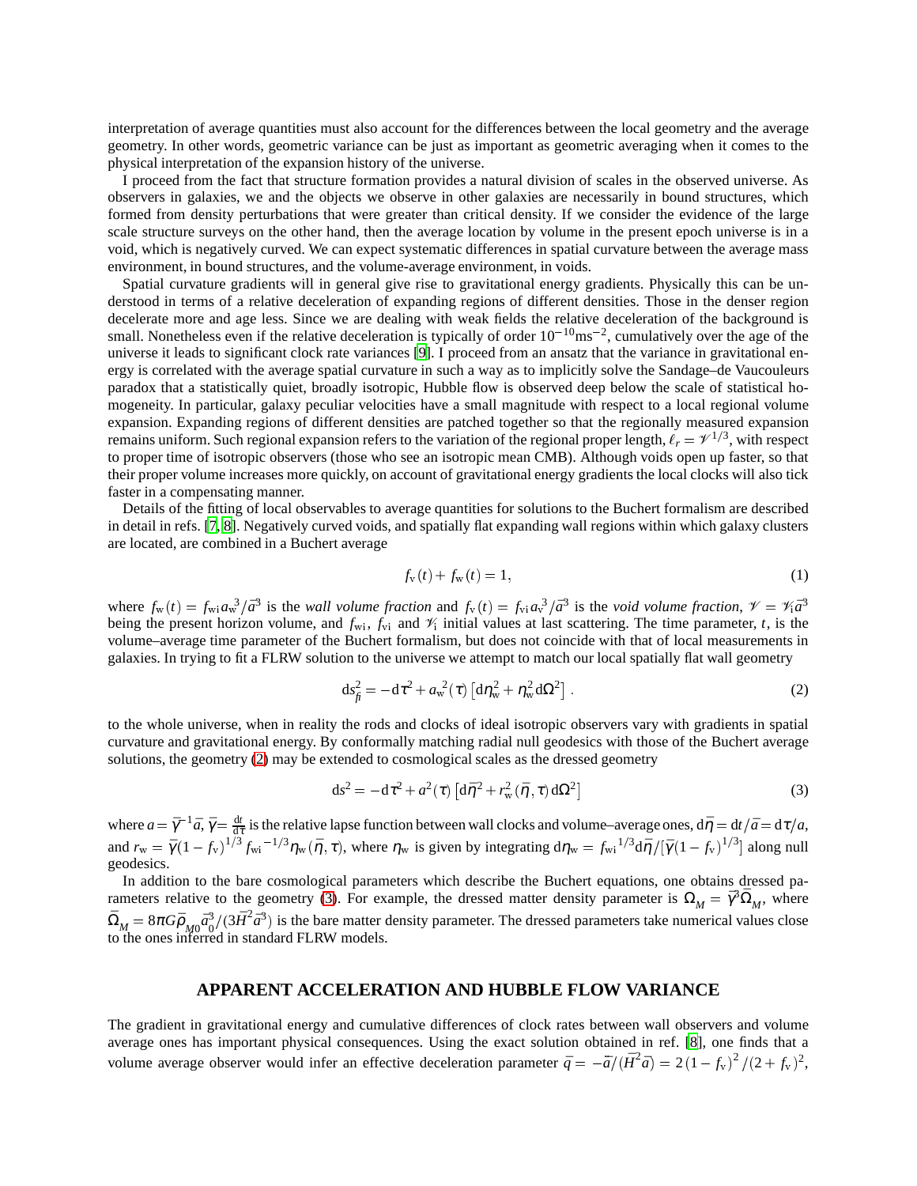interpretation of average quantities must also account for the differences between the local geometry and the average geometry. In other words, geometric variance can be just as important as geometric averaging when it comes to the physical interpretation of the expansion history of the universe.

I proceed from the fact that structure formation provides a natural division of scales in the observed universe. As observers in galaxies, we and the objects we observe in other galaxies are necessarily in bound structures, which formed from density perturbations that were greater than critical density. If we consider the evidence of the large scale structure surveys on the other hand, then the average location by volume in the present epoch universe is in a void, which is negatively curved. We can expect systematic differences in spatial curvature between the average mass environment, in bound structures, and the volume-average environment, in voids.

Spatial curvature gradients will in general give rise to gravitational energy gradients. Physically this can be understood in terms of a relative deceleration of expanding regions of different densities. Those in the denser region decelerate more and age less. Since we are dealing with weak fields the relative deceleration of the background is small. Nonetheless even if the relative deceleration is typically of order $10^{-10}\mathrm{ms}^{-2}$, cumulatively over the age of the universe it leads to significant clock rate variances [9]. I proceed from an ansatz that the variance in gravitational energy is correlated with the average spatial curvature in such a way as to implicitly solve the Sandage–de Vaucouleurs paradox that a statistically quiet, broadly isotropic, Hubble flow is observed deep below the scale of statistical homogeneity. In particular, galaxy peculiar velocities have a small magnitude with respect to a local regional volume expansion. Expanding regions of different densities are patched together so that the regionally measured expansion remains uniform. Such regional expansion refers to the variation of the regional proper length, $\ell_r = \mathscr{V}^{1/3}$, with respect to proper time of isotropic observers (those who see an isotropic mean CMB). Although voids open up faster, so that their proper volume increases more quickly, on account of gravitational energy gradients the local clocks will also tick faster in a compensating manner.

Details of the fitting of local observables to average quantities for solutions to the Buchert formalism are described in detail in refs. [7, 8]. Negatively curved voids, and spatially flat expanding wall regions within which galaxy clusters are located, are combined in a Buchert average

$$f_{\mathrm{v}}(t) + f_{\mathrm{w}}(t) = 1, \tag{1}$$

where $f_{\mathrm{w}}(t) = f_{\mathrm{wi}}a_{\mathrm{w}}^3/\bar{a}^3$ is the *wall volume fraction* and $f_{\mathrm{v}}(t) = f_{\mathrm{vi}}a_{\mathrm{v}}^3/\bar{a}^3$ is the *void volume fraction*, $\mathscr{V} = \mathscr{V}_{\mathrm{i}}\bar{a}^3$ being the present horizon volume, and $f_{\mathrm{wi}}$, $f_{\mathrm{vi}}$ and $\mathscr{V}_{\mathrm{i}}$ initial values at last scattering. The time parameter, $t$, is the volume–average time parameter of the Buchert formalism, but does not coincide with that of local measurements in galaxies. In trying to fit a FLRW solution to the universe we attempt to match our local spatially flat wall geometry

$$\mathrm{d}s^2_{fi} = -\mathrm{d}\tau^2 + a_{\mathrm{w}}^2(\tau)\left[\mathrm{d}\eta_{\mathrm{w}}^2 + \eta_{\mathrm{w}}^2\mathrm{d}\Omega^2\right]. \tag{2}$$

to the whole universe, when in reality the rods and clocks of ideal isotropic observers vary with gradients in spatial curvature and gravitational energy. By conformally matching radial null geodesics with those of the Buchert average solutions, the geometry (2) may be extended to cosmological scales as the dressed geometry

$$\mathrm{d}s^2 = -\mathrm{d}\tau^2 + a^2(\tau)\left[\mathrm{d}\bar{\eta}^2 + r_{\mathrm{w}}^2(\bar{\eta},\tau)\,\mathrm{d}\Omega^2\right] \tag{3}$$

where $a = \bar{\gamma}^{-1}\bar{a}$, $\bar{\gamma} = \frac{\mathrm{d}t}{\mathrm{d}\tau}$ is the relative lapse function between wall clocks and volume–average ones, $\mathrm{d}\bar{\eta} = \mathrm{d}t/\bar{a} = \mathrm{d}\tau/a$, and $r_{\mathrm{w}} = \bar{\gamma}(1-f_{\mathrm{v}})^{1/3} f_{\mathrm{wi}}{}^{-1/3}\eta_{\mathrm{w}}(\bar{\eta},\tau)$, where $\eta_{\mathrm{w}}$ is given by integrating $\mathrm{d}\eta_{\mathrm{w}} = f_{\mathrm{wi}}{}^{1/3}\mathrm{d}\bar{\eta}/[\bar{\gamma}(1-f_{\mathrm{v}})^{1/3}]$ along null geodesics.

In addition to the bare cosmological parameters which describe the Buchert equations, one obtains dressed parameters relative to the geometry (3). For example, the dressed matter density parameter is $\Omega_M = \bar{\gamma}^3\bar{\Omega}_M$, where $\bar{\Omega}_M = 8\pi G\bar{\rho}_{M0}\bar{a}_0^3/(3\bar{H}^2\bar{a}^3)$ is the bare matter density parameter. The dressed parameters take numerical values close to the ones inferred in standard FLRW models.

## APPARENT ACCELERATION AND HUBBLE FLOW VARIANCE

The gradient in gravitational energy and cumulative differences of clock rates between wall observers and volume average ones has important physical consequences. Using the exact solution obtained in ref. [8], one finds that a volume average observer would infer an effective deceleration parameter $\bar{q} = -\ddot{\bar{a}}/(\bar{H}^2\bar{a}) = 2\,(1-f_{\mathrm{v}})^2/(2+f_{\mathrm{v}})^2$,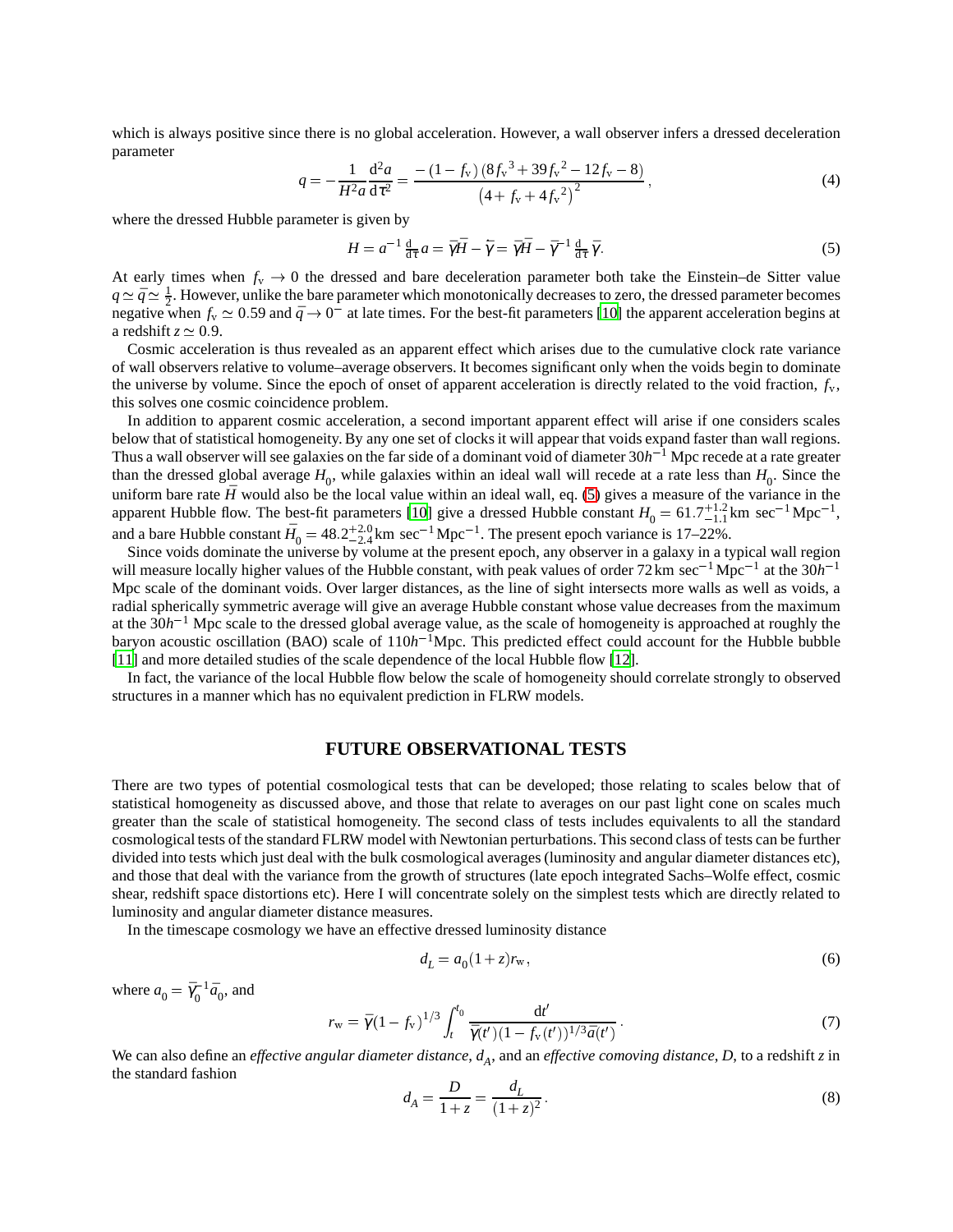which is always positive since there is no global acceleration. However, a wall observer infers a dressed deceleration parameter

$$q = -\frac{1}{H^2 a}\frac{\mathrm{d}^2 a}{\mathrm{d}\tau^2} = \frac{-(1-f_{\mathrm{v}})\left(8f_{\mathrm{v}}{}^3 + 39f_{\mathrm{v}}{}^2 - 12f_{\mathrm{v}} - 8\right)}{\left(4 + f_{\mathrm{v}} + 4f_{\mathrm{v}}{}^2\right)^2}, \tag{4}$$

where the dressed Hubble parameter is given by

$$H = a^{-1}\frac{\mathrm{d}}{\mathrm{d}\tau}a = \bar{\gamma}\bar{H} - \dot{\bar{\gamma}} = \bar{\gamma}\bar{H} - \bar{\gamma}^{-1}\frac{\mathrm{d}}{\mathrm{d}\tau}\bar{\gamma}. \tag{5}$$

At early times when $f_{\mathrm{v}} \to 0$ the dressed and bare deceleration parameter both take the Einstein–de Sitter value $q \simeq \bar{q} \simeq \frac{1}{2}$. However, unlike the bare parameter which monotonically decreases to zero, the dressed parameter becomes negative when $f_{\mathrm{v}} \simeq 0.59$ and $\bar{q} \to 0^-$ at late times. For the best-fit parameters [10] the apparent acceleration begins at a redshift $z \simeq 0.9$.

Cosmic acceleration is thus revealed as an apparent effect which arises due to the cumulative clock rate variance of wall observers relative to volume–average observers. It becomes significant only when the voids begin to dominate the universe by volume. Since the epoch of onset of apparent acceleration is directly related to the void fraction, $f_{\mathrm{v}}$, this solves one cosmic coincidence problem.

In addition to apparent cosmic acceleration, a second important apparent effect will arise if one considers scales below that of statistical homogeneity. By any one set of clocks it will appear that voids expand faster than wall regions. Thus a wall observer will see galaxies on the far side of a dominant void of diameter $30h^{-1}$ Mpc recede at a rate greater than the dressed global average $H_0$, while galaxies within an ideal wall will recede at a rate less than $H_0$. Since the uniform bare rate $\bar{H}$ would also be the local value within an ideal wall, eq. (5) gives a measure of the variance in the apparent Hubble flow. The best-fit parameters [10] give a dressed Hubble constant $H_0 = 61.7^{+1.2}_{-1.1}\,\mathrm{km\ sec^{-1}\,Mpc^{-1}}$, and a bare Hubble constant $\bar{H}_0 = 48.2^{+2.0}_{-2.4}\,\mathrm{km\ sec^{-1}\,Mpc^{-1}}$. The present epoch variance is 17–22%.

Since voids dominate the universe by volume at the present epoch, any observer in a galaxy in a typical wall region will measure locally higher values of the Hubble constant, with peak values of order $72\,\mathrm{km\ sec^{-1}\,Mpc^{-1}}$ at the $30h^{-1}$ Mpc scale of the dominant voids. Over larger distances, as the line of sight intersects more walls as well as voids, a radial spherically symmetric average will give an average Hubble constant whose value decreases from the maximum at the $30h^{-1}$ Mpc scale to the dressed global average value, as the scale of homogeneity is approached at roughly the baryon acoustic oscillation (BAO) scale of $110h^{-1}$Mpc. This predicted effect could account for the Hubble bubble [11] and more detailed studies of the scale dependence of the local Hubble flow [12].

In fact, the variance of the local Hubble flow below the scale of homogeneity should correlate strongly to observed structures in a manner which has no equivalent prediction in FLRW models.

## FUTURE OBSERVATIONAL TESTS

There are two types of potential cosmological tests that can be developed; those relating to scales below that of statistical homogeneity as discussed above, and those that relate to averages on our past light cone on scales much greater than the scale of statistical homogeneity. The second class of tests includes equivalents to all the standard cosmological tests of the standard FLRW model with Newtonian perturbations. This second class of tests can be further divided into tests which just deal with the bulk cosmological averages (luminosity and angular diameter distances etc), and those that deal with the variance from the growth of structures (late epoch integrated Sachs–Wolfe effect, cosmic shear, redshift space distortions etc). Here I will concentrate solely on the simplest tests which are directly related to luminosity and angular diameter distance measures.

In the timescape cosmology we have an effective dressed luminosity distance

$$d_L = a_0(1+z)r_{\mathrm{w}}, \tag{6}$$

where $a_0 = \bar{\gamma}_0^{-1}\bar{a}_0$, and

$$r_{\mathrm{w}} = \bar{\gamma}(1-f_{\mathrm{v}})^{1/3}\int_t^{t_0}\frac{\mathrm{d}t'}{\bar{\gamma}(t')(1-f_{\mathrm{v}}(t'))^{1/3}\bar{a}(t')}. \tag{7}$$

We can also define an *effective angular diameter distance*, $d_A$, and an *effective comoving distance*, $D$, to a redshift $z$ in the standard fashion

$$d_A = \frac{D}{1+z} = \frac{d_L}{(1+z)^2}. \tag{8}$$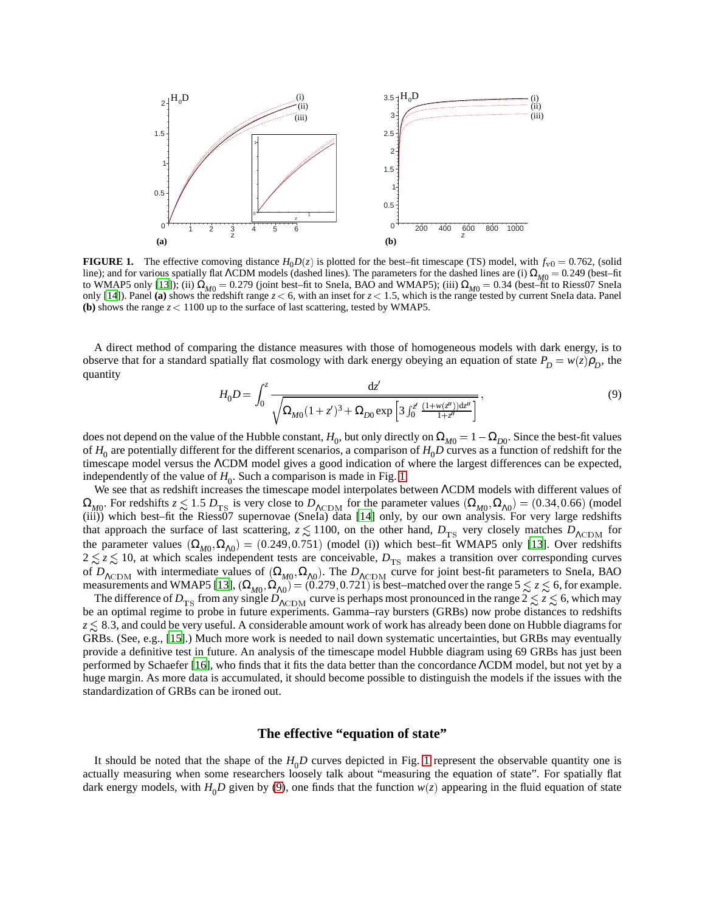**FIGURE 1.** The effective comoving distance $H_0 D(z)$ is plotted for the best–fit timescape (TS) model, with $f_{v0} = 0.762$, (solid line); and for various spatially flat ΛCDM models (dashed lines). The parameters for the dashed lines are (i) $\Omega_{M0} = 0.249$ (best–fit to WMAP5 only [13]); (ii) $\Omega_{M0} = 0.279$ (joint best–fit to SneIa, BAO and WMAP5); (iii) $\Omega_{M0} = 0.34$ (best–fit to Riess07 SneIa only [14]). Panel **(a)** shows the redshift range $z < 6$, with an inset for $z < 1.5$, which is the range tested by current SneIa data. Panel **(b)** shows the range $z < 1100$ up to the surface of last scattering, tested by WMAP5.

A direct method of comparing the distance measures with those of homogeneous models with dark energy, is to observe that for a standard spatially flat cosmology with dark energy obeying an equation of state $P_D = w(z)\rho_D$, the quantity

$$H_0 D = \int_0^z \frac{\mathrm{d}z'}{\sqrt{\Omega_{M0}(1+z')^3 + \Omega_{D0} \exp\left[3\int_0^{z'} \frac{(1+w(z''))\mathrm{d}z''}{1+z''}\right]}}, \tag{9}$$

does not depend on the value of the Hubble constant, $H_0$, but only directly on $\Omega_{M0} = 1 - \Omega_{D0}$. Since the best-fit values of $H_0$ are potentially different for the different scenarios, a comparison of $H_0 D$ curves as a function of redshift for the timescape model versus the ΛCDM model gives a good indication of where the largest differences can be expected, independently of the value of $H_0$. Such a comparison is made in Fig. 1.

We see that as redshift increases the timescape model interpolates between ΛCDM models with different values of $\Omega_{M0}$. For redshifts $z \lesssim 1.5$ $D_{\rm TS}$ is very close to $D_{\Lambda\rm CDM}$ for the parameter values $(\Omega_{M0}, \Omega_{\Lambda 0}) = (0.34, 0.66)$ (model (iii)) which best–fit the Riess07 supernovae (SneIa) data [14] only, by our own analysis. For very large redshifts that approach the surface of last scattering, $z \lesssim 1100$, on the other hand, $D_{\rm TS}$ very closely matches $D_{\Lambda\rm CDM}$ for the parameter values $(\Omega_{M0}, \Omega_{\Lambda 0}) = (0.249, 0.751)$ (model (i)) which best–fit WMAP5 only [13]. Over redshifts $2 \lesssim z \lesssim 10$, at which scales independent tests are conceivable, $D_{\rm TS}$ makes a transition over corresponding curves of $D_{\Lambda\rm CDM}$ with intermediate values of $(\Omega_{M0}, \Omega_{\Lambda 0})$. The $D_{\Lambda\rm CDM}$ curve for joint best-fit parameters to SneIa, BAO measurements and WMAP5 [13], $(\Omega_{M0}, \Omega_{\Lambda 0}) = (0.279, 0.721)$ is best–matched over the range $5 \lesssim z \lesssim 6$, for example.

The difference of $D_{\rm TS}$ from any single $D_{\Lambda\rm CDM}$ curve is perhaps most pronounced in the range $2 \lesssim z \lesssim 6$, which may be an optimal regime to probe in future experiments. Gamma–ray bursters (GRBs) now probe distances to redshifts $z \lesssim 8.3$, and could be very useful. A considerable amount work of work has already been done on Hubble diagrams for GRBs. (See, e.g., [15].) Much more work is needed to nail down systematic uncertainties, but GRBs may eventually provide a definitive test in future. An analysis of the timescape model Hubble diagram using 69 GRBs has just been performed by Schaefer [16], who finds that it fits the data better than the concordance ΛCDM model, but not yet by a huge margin. As more data is accumulated, it should become possible to distinguish the models if the issues with the standardization of GRBs can be ironed out.

## The effective "equation of state"

It should be noted that the shape of the $H_0 D$ curves depicted in Fig. 1 represent the observable quantity one is actually measuring when some researchers loosely talk about "measuring the equation of state". For spatially flat dark energy models, with $H_0 D$ given by (9), one finds that the function $w(z)$ appearing in the fluid equation of state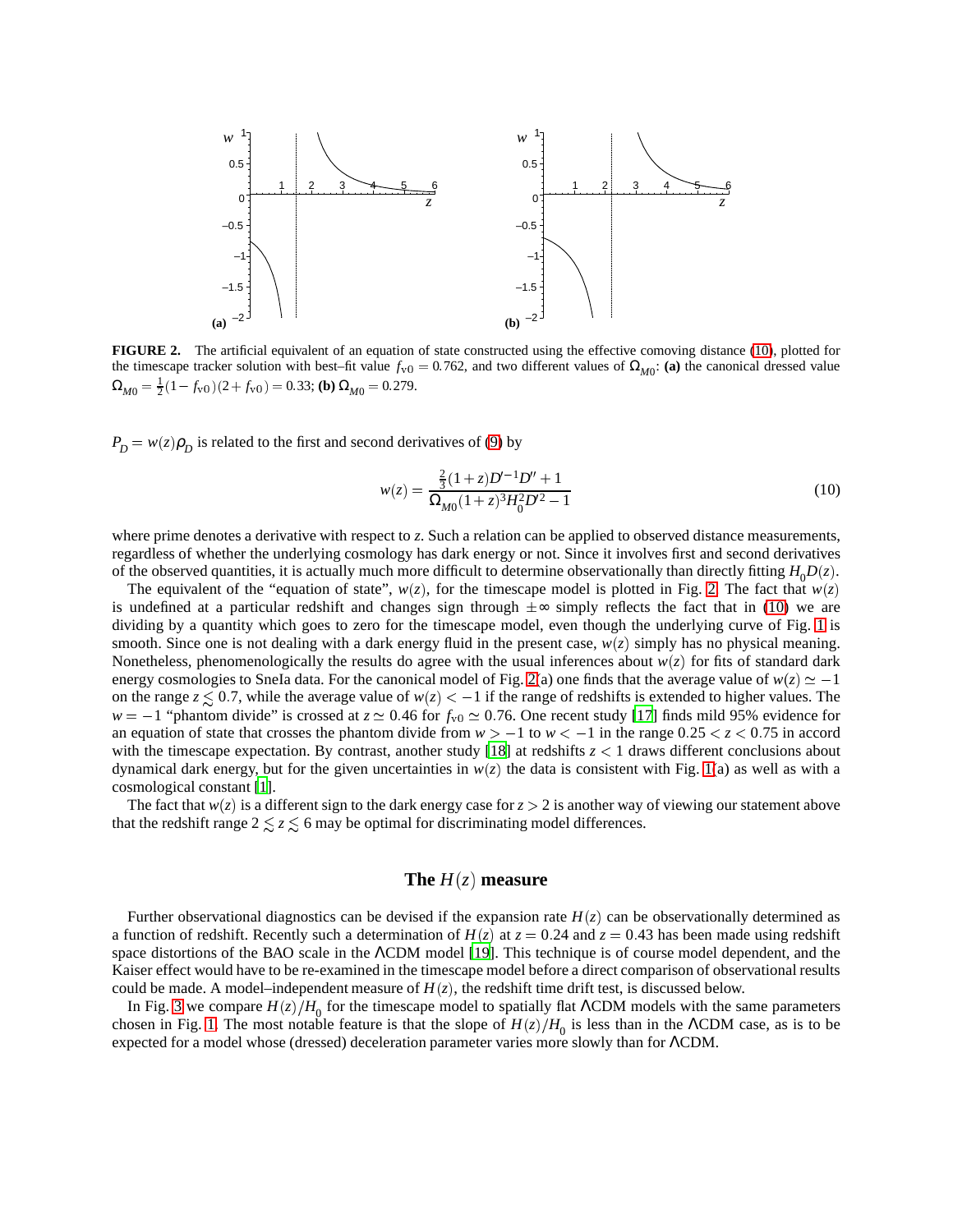**FIGURE 2.** The artificial equivalent of an equation of state constructed using the effective comoving distance (10), plotted for the timescape tracker solution with best–fit value $f_{v0} = 0.762$, and two different values of $\Omega_{M0}$: **(a)** the canonical dressed value $\Omega_{M0} = \frac{1}{2}(1 - f_{v0})(2 + f_{v0}) = 0.33$; **(b)** $\Omega_{M0} = 0.279$.

$P_D = w(z)\rho_D$ is related to the first and second derivatives of (9) by

$$w(z) = \frac{\frac{2}{3}(1+z)D'^{-1}D'' + 1}{\Omega_{M0}(1+z)^3 H_0^2 D'^2 - 1} \tag{10}$$

where prime denotes a derivative with respect to $z$. Such a relation can be applied to observed distance measurements, regardless of whether the underlying cosmology has dark energy or not. Since it involves first and second derivatives of the observed quantities, it is actually much more difficult to determine observationally than directly fitting $H_0 D(z)$.

The equivalent of the "equation of state", $w(z)$, for the timescape model is plotted in Fig. 2. The fact that $w(z)$ is undefined at a particular redshift and changes sign through $\pm\infty$ simply reflects the fact that in (10) we are dividing by a quantity which goes to zero for the timescape model, even though the underlying curve of Fig. 1 is smooth. Since one is not dealing with a dark energy fluid in the present case, $w(z)$ simply has no physical meaning. Nonetheless, phenomenologically the results do agree with the usual inferences about $w(z)$ for fits of standard dark energy cosmologies to SneIa data. For the canonical model of Fig. 2(a) one finds that the average value of $w(z) \simeq -1$ on the range $z \lesssim 0.7$, while the average value of $w(z) < -1$ if the range of redshifts is extended to higher values. The $w = -1$ "phantom divide" is crossed at $z \simeq 0.46$ for $f_{v0} \simeq 0.76$. One recent study [17] finds mild 95% evidence for an equation of state that crosses the phantom divide from $w > -1$ to $w < -1$ in the range $0.25 < z < 0.75$ in accord with the timescape expectation. By contrast, another study [18] at redshifts $z < 1$ draws different conclusions about dynamical dark energy, but for the given uncertainties in $w(z)$ the data is consistent with Fig. 1(a) as well as with a cosmological constant [1].

The fact that $w(z)$ is a different sign to the dark energy case for $z > 2$ is another way of viewing our statement above that the redshift range $2 \lesssim z \lesssim 6$ may be optimal for discriminating model differences.

## The $H(z)$ measure

Further observational diagnostics can be devised if the expansion rate $H(z)$ can be observationally determined as a function of redshift. Recently such a determination of $H(z)$ at $z = 0.24$ and $z = 0.43$ has been made using redshift space distortions of the BAO scale in the ΛCDM model [19]. This technique is of course model dependent, and the Kaiser effect would have to be re-examined in the timescape model before a direct comparison of observational results could be made. A model–independent measure of $H(z)$, the redshift time drift test, is discussed below.

In Fig. 3 we compare $H(z)/H_0$ for the timescape model to spatially flat ΛCDM models with the same parameters chosen in Fig. 1. The most notable feature is that the slope of $H(z)/H_0$ is less than in the ΛCDM case, as is to be expected for a model whose (dressed) deceleration parameter varies more slowly than for ΛCDM.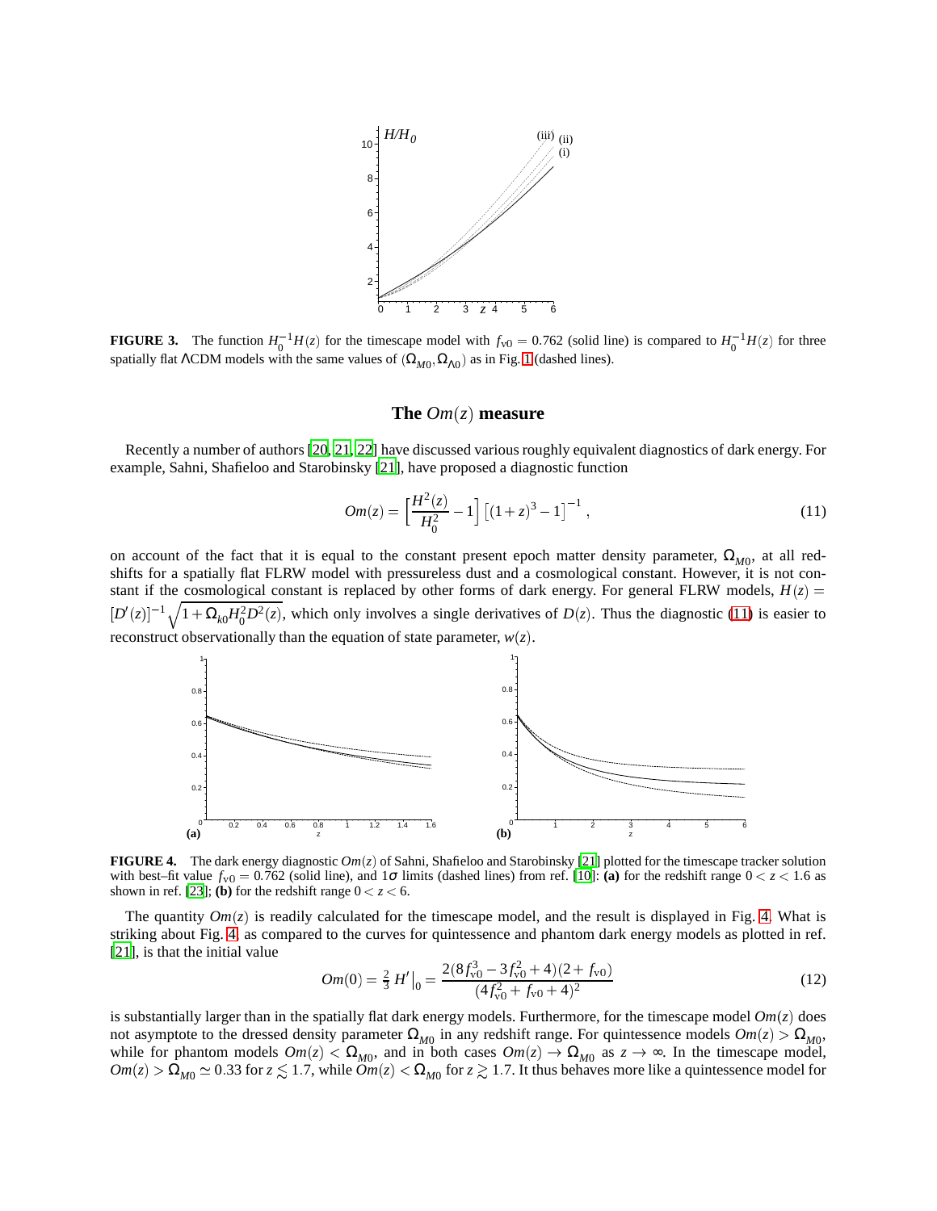**FIGURE 3.** The function $H_0^{-1}H(z)$ for the timescape model with $f_{v0} = 0.762$ (solid line) is compared to $H_0^{-1}H(z)$ for three spatially flat ΛCDM models with the same values of $(\Omega_{M0}, \Omega_{\Lambda 0})$ as in Fig. 1 (dashed lines).

## The $Om(z)$ measure

Recently a number of authors [20, 21, 22] have discussed various roughly equivalent diagnostics of dark energy. For example, Sahni, Shafieloo and Starobinsky [21], have proposed a diagnostic function

$$Om(z) = \left[\frac{H^2(z)}{H_0^2} - 1\right]\left[(1+z)^3 - 1\right]^{-1}, \tag{11}$$

on account of the fact that it is equal to the constant present epoch matter density parameter, $\Omega_{M0}$, at all redshifts for a spatially flat FLRW model with pressureless dust and a cosmological constant. However, it is not constant if the cosmological constant is replaced by other forms of dark energy. For general FLRW models, $H(z) = [D'(z)]^{-1}\sqrt{1 + \Omega_{k0}H_0^2 D^2(z)}$, which only involves a single derivatives of $D(z)$. Thus the diagnostic (11) is easier to reconstruct observationally than the equation of state parameter, $w(z)$.

**FIGURE 4.** The dark energy diagnostic $Om(z)$ of Sahni, Shafieloo and Starobinsky [21] plotted for the timescape tracker solution with best–fit value $f_{v0} = 0.762$ (solid line), and $1\sigma$ limits (dashed lines) from ref. [10]: **(a)** for the redshift range $0 < z < 1.6$ as shown in ref. [23]; **(b)** for the redshift range $0 < z < 6$.

The quantity $Om(z)$ is readily calculated for the timescape model, and the result is displayed in Fig. 4. What is striking about Fig. 4, as compared to the curves for quintessence and phantom dark energy models as plotted in ref. [21], is that the initial value

$$Om(0) = \tfrac{2}{3}\,H'\big|_0 = \frac{2(8f_{v0}^3 - 3f_{v0}^2 + 4)(2 + f_{v0})}{(4f_{v0}^2 + f_{v0} + 4)^2} \tag{12}$$

is substantially larger than in the spatially flat dark energy models. Furthermore, for the timescape model $Om(z)$ does not asymptote to the dressed density parameter $\Omega_{M0}$ in any redshift range. For quintessence models $Om(z) > \Omega_{M0}$, while for phantom models $Om(z) < \Omega_{M0}$, and in both cases $Om(z) \to \Omega_{M0}$ as $z \to \infty$. In the timescape model, $Om(z) > \Omega_{M0} \simeq 0.33$ for $z \lesssim 1.7$, while $Om(z) < \Omega_{M0}$ for $z \gtrsim 1.7$. It thus behaves more like a quintessence model for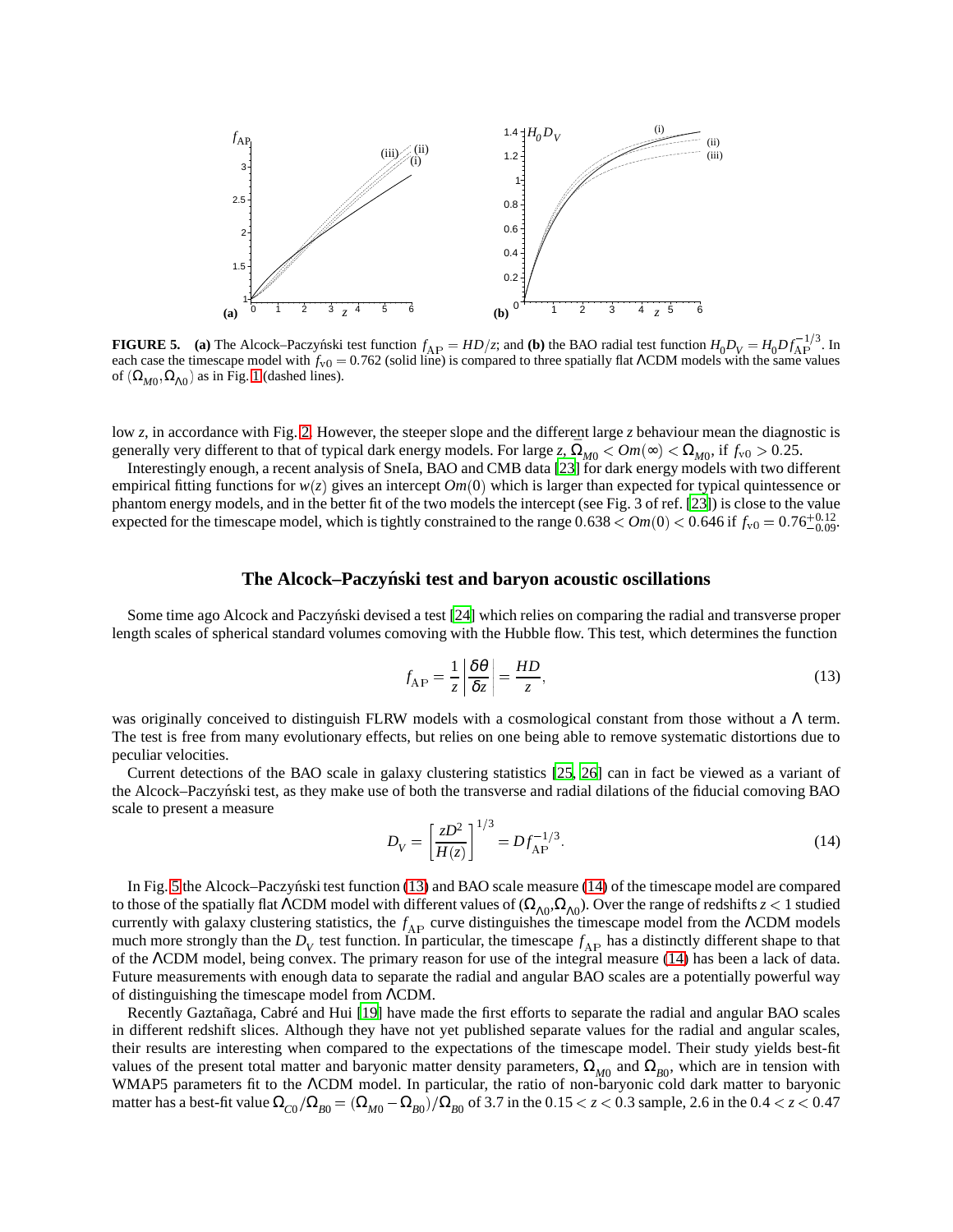**FIGURE 5.** **(a)** The Alcock–Paczyński test function $f_{\rm AP} = HD/z$; and **(b)** the BAO radial test function $H_0 D_V = H_0 D f_{\rm AP}^{-1/3}$. In each case the timescape model with $f_{\rm v0} = 0.762$ (solid line) is compared to three spatially flat ΛCDM models with the same values of $(\Omega_{M0}, \Omega_{\Lambda 0})$ as in Fig. 1 (dashed lines).

low $z$, in accordance with Fig. 2. However, the steeper slope and the different large $z$ behaviour mean the diagnostic is generally very different to that of typical dark energy models. For large $z$, $\bar{\Omega}_{M0} < Om(\infty) < \Omega_{M0}$, if $f_{\rm v0} > 0.25$.

Interestingly enough, a recent analysis of SneIa, BAO and CMB data [23] for dark energy models with two different empirical fitting functions for $w(z)$ gives an intercept $Om(0)$ which is larger than expected for typical quintessence or phantom energy models, and in the better fit of the two models the intercept (see Fig. 3 of ref. [23]) is close to the value expected for the timescape model, which is tightly constrained to the range $0.638 < Om(0) < 0.646$ if $f_{\rm v0} = 0.76^{+0.12}_{-0.09}$.

## The Alcock–Paczyński test and baryon acoustic oscillations

Some time ago Alcock and Paczyński devised a test [24] which relies on comparing the radial and transverse proper length scales of spherical standard volumes comoving with the Hubble flow. This test, which determines the function

$$f_{\rm AP} = \frac{1}{z}\left|\frac{\delta\theta}{\delta z}\right| = \frac{HD}{z}, \tag{13}$$

was originally conceived to distinguish FLRW models with a cosmological constant from those without a Λ term. The test is free from many evolutionary effects, but relies on one being able to remove systematic distortions due to peculiar velocities.

Current detections of the BAO scale in galaxy clustering statistics [25, 26] can in fact be viewed as a variant of the Alcock–Paczyński test, as they make use of both the transverse and radial dilations of the fiducial comoving BAO scale to present a measure

$$D_V = \left[\frac{zD^2}{H(z)}\right]^{1/3} = D f_{\rm AP}^{-1/3}. \tag{14}$$

In Fig. 5 the Alcock–Paczyński test function (13) and BAO scale measure (14) of the timescape model are compared to those of the spatially flat ΛCDM model with different values of $(\Omega_{\Lambda 0}, \Omega_{\Lambda 0})$. Over the range of redshifts $z < 1$ studied currently with galaxy clustering statistics, the $f_{\rm AP}$ curve distinguishes the timescape model from the ΛCDM models much more strongly than the $D_V$ test function. In particular, the timescape $f_{\rm AP}$ has a distinctly different shape to that of the ΛCDM model, being convex. The primary reason for use of the integral measure (14) has been a lack of data. Future measurements with enough data to separate the radial and angular BAO scales are a potentially powerful way of distinguishing the timescape model from ΛCDM.

Recently Gaztañaga, Cabré and Hui [19] have made the first efforts to separate the radial and angular BAO scales in different redshift slices. Although they have not yet published separate values for the radial and angular scales, their results are interesting when compared to the expectations of the timescape model. Their study yields best-fit values of the present total matter and baryonic matter density parameters, $\Omega_{M0}$ and $\Omega_{B0}$, which are in tension with WMAP5 parameters fit to the ΛCDM model. In particular, the ratio of non-baryonic cold dark matter to baryonic matter has a best-fit value $\Omega_{C0}/\Omega_{B0} = (\Omega_{M0} - \Omega_{B0})/\Omega_{B0}$ of 3.7 in the $0.15 < z < 0.3$ sample, 2.6 in the $0.4 < z < 0.47$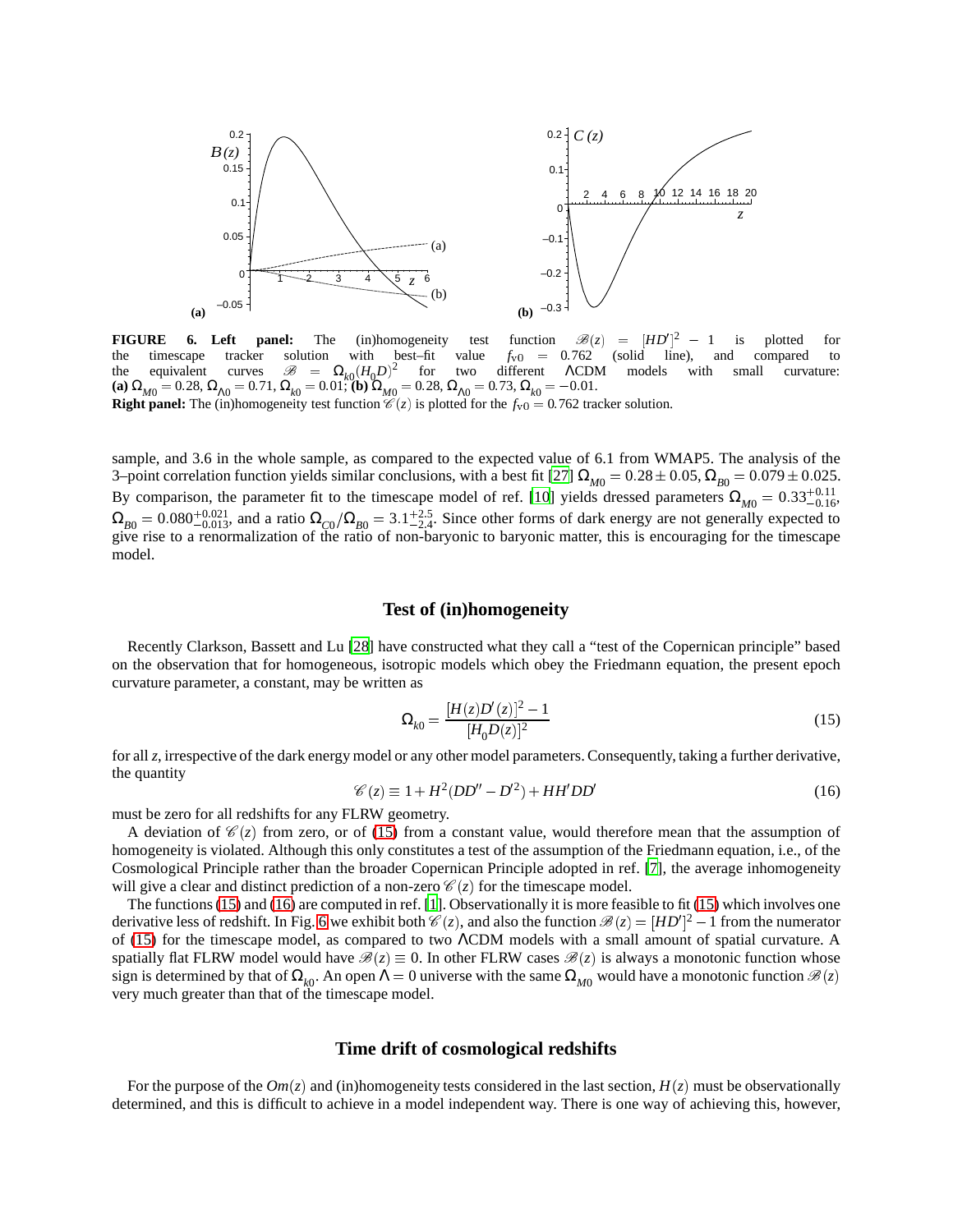**FIGURE 6. Left panel:** The (in)homogeneity test function $\mathscr{B}(z) = [HD']^2 - 1$ is plotted for the timescape tracker solution with best–fit value $f_{v0} = 0.762$ (solid line), and compared to the equivalent curves $\mathscr{B} = \Omega_{k0}(H_0 D)^2$ for two different ΛCDM models with small curvature: **(a)** $\Omega_{M0} = 0.28$, $\Omega_{\Lambda 0} = 0.71$, $\Omega_{k0} = 0.01$; **(b)** $\Omega_{M0} = 0.28$, $\Omega_{\Lambda 0} = 0.73$, $\Omega_{k0} = -0.01$.
**Right panel:** The (in)homogeneity test function $\mathscr{C}(z)$ is plotted for the $f_{v0} = 0.762$ tracker solution.

sample, and 3.6 in the whole sample, as compared to the expected value of 6.1 from WMAP5. The analysis of the 3–point correlation function yields similar conclusions, with a best fit [27] $\Omega_{M0} = 0.28 \pm 0.05$, $\Omega_{B0} = 0.079 \pm 0.025$. By comparison, the parameter fit to the timescape model of ref. [10] yields dressed parameters $\Omega_{M0} = 0.33^{+0.11}_{-0.16}$, $\Omega_{B0} = 0.080^{+0.021}_{-0.013}$, and a ratio $\Omega_{C0}/\Omega_{B0} = 3.1^{+2.5}_{-2.4}$. Since other forms of dark energy are not generally expected to give rise to a renormalization of the ratio of non-baryonic to baryonic matter, this is encouraging for the timescape model.

## Test of (in)homogeneity

Recently Clarkson, Bassett and Lu [28] have constructed what they call a "test of the Copernican principle" based on the observation that for homogeneous, isotropic models which obey the Friedmann equation, the present epoch curvature parameter, a constant, may be written as

$$\Omega_{k0} = \frac{[H(z)D'(z)]^2 - 1}{[H_0 D(z)]^2} \tag{15}$$

for all $z$, irrespective of the dark energy model or any other model parameters. Consequently, taking a further derivative, the quantity

$$\mathscr{C}(z) \equiv 1 + H^2(DD'' - D'^2) + HH'DD' \tag{16}$$

must be zero for all redshifts for any FLRW geometry.

A deviation of $\mathscr{C}(z)$ from zero, or of (15) from a constant value, would therefore mean that the assumption of homogeneity is violated. Although this only constitutes a test of the assumption of the Friedmann equation, i.e., of the Cosmological Principle rather than the broader Copernican Principle adopted in ref. [7], the average inhomogeneity will give a clear and distinct prediction of a non-zero $\mathscr{C}(z)$ for the timescape model.

The functions (15) and (16) are computed in ref. [1]. Observationally it is more feasible to fit (15) which involves one derivative less of redshift. In Fig. 6 we exhibit both $\mathscr{C}(z)$, and also the function $\mathscr{B}(z) = [HD']^2 - 1$ from the numerator of (15) for the timescape model, as compared to two ΛCDM models with a small amount of spatial curvature. A spatially flat FLRW model would have $\mathscr{B}(z) \equiv 0$. In other FLRW cases $\mathscr{B}(z)$ is always a monotonic function whose sign is determined by that of $\Omega_{k0}$. An open $\Lambda = 0$ universe with the same $\Omega_{M0}$ would have a monotonic function $\mathscr{B}(z)$ very much greater than that of the timescape model.

## Time drift of cosmological redshifts

For the purpose of the $Om(z)$ and (in)homogeneity tests considered in the last section, $H(z)$ must be observationally determined, and this is difficult to achieve in a model independent way. There is one way of achieving this, however,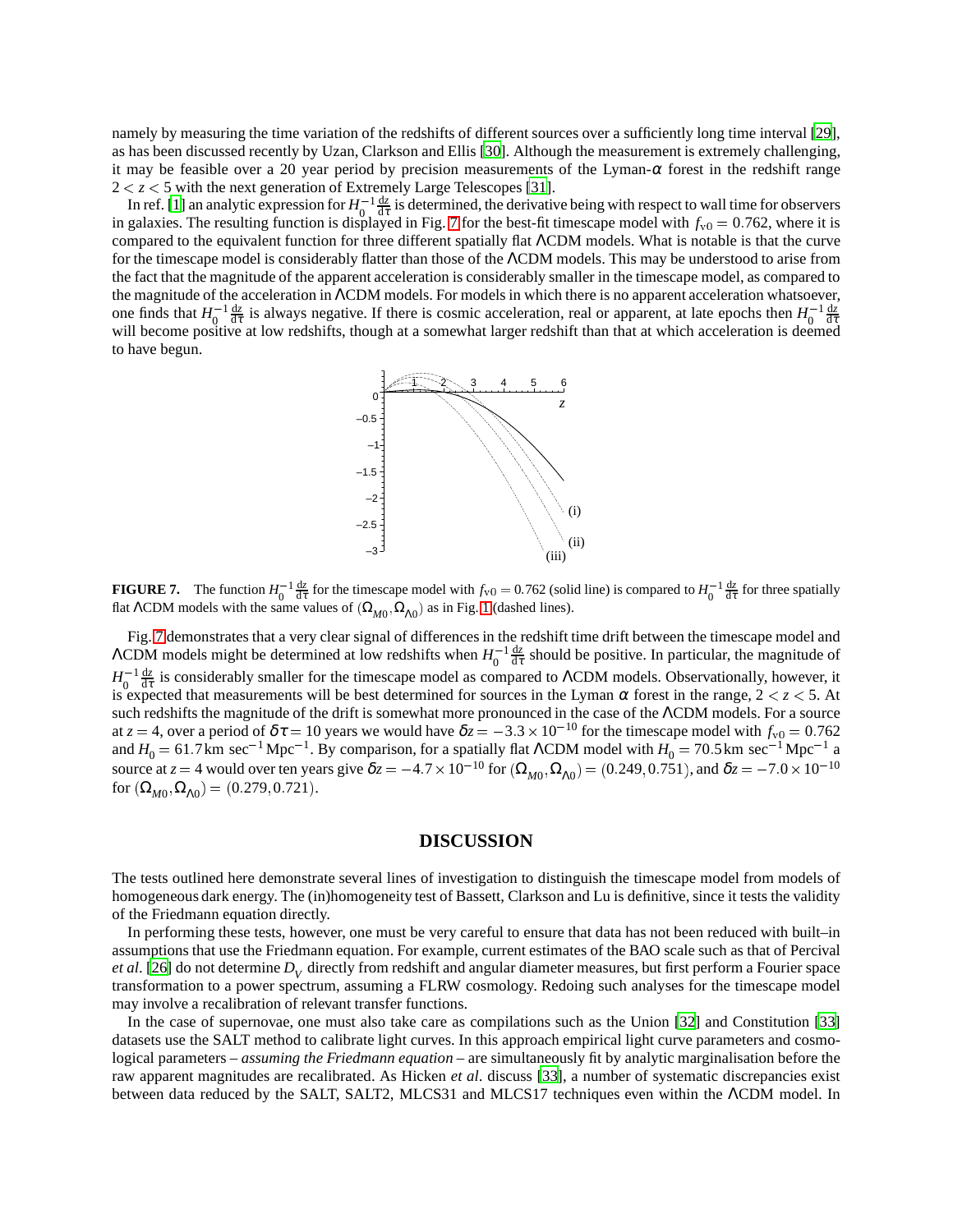namely by measuring the time variation of the redshifts of different sources over a sufficiently long time interval [29], as has been discussed recently by Uzan, Clarkson and Ellis [30]. Although the measurement is extremely challenging, it may be feasible over a 20 year period by precision measurements of the Lyman-$\alpha$ forest in the redshift range $2 < z < 5$ with the next generation of Extremely Large Telescopes [31].

In ref. [1] an analytic expression for $H_0^{-1}\frac{dz}{d\tau}$ is determined, the derivative being with respect to wall time for observers in galaxies. The resulting function is displayed in Fig. 7 for the best-fit timescape model with $f_{v0} = 0.762$, where it is compared to the equivalent function for three different spatially flat ΛCDM models. What is notable is that the curve for the timescape model is considerably flatter than those of the ΛCDM models. This may be understood to arise from the fact that the magnitude of the apparent acceleration is considerably smaller in the timescape model, as compared to the magnitude of the acceleration in ΛCDM models. For models in which there is no apparent acceleration whatsoever, one finds that $H_0^{-1}\frac{dz}{d\tau}$ is always negative. If there is cosmic acceleration, real or apparent, at late epochs then $H_0^{-1}\frac{dz}{d\tau}$ will become positive at low redshifts, though at a somewhat larger redshift than that at which acceleration is deemed to have begun.

**FIGURE 7.** The function $H_0^{-1}\frac{dz}{d\tau}$ for the timescape model with $f_{v0} = 0.762$ (solid line) is compared to $H_0^{-1}\frac{dz}{d\tau}$ for three spatially flat ΛCDM models with the same values of $(\Omega_{M0}, \Omega_{\Lambda 0})$ as in Fig. 1 (dashed lines).

Fig. 7 demonstrates that a very clear signal of differences in the redshift time drift between the timescape model and ΛCDM models might be determined at low redshifts when $H_0^{-1}\frac{dz}{d\tau}$ should be positive. In particular, the magnitude of $H_0^{-1}\frac{dz}{d\tau}$ is considerably smaller for the timescape model as compared to ΛCDM models. Observationally, however, it is expected that measurements will be best determined for sources in the Lyman $\alpha$ forest in the range, $2 < z < 5$. At such redshifts the magnitude of the drift is somewhat more pronounced in the case of the ΛCDM models. For a source at $z = 4$, over a period of $\delta\tau = 10$ years we would have $\delta z = -3.3 \times 10^{-10}$ for the timescape model with $f_{v0} = 0.762$ and $H_0 = 61.7\,\mathrm{km\,sec^{-1}\,Mpc^{-1}}$. By comparison, for a spatially flat ΛCDM model with $H_0 = 70.5\,\mathrm{km\,sec^{-1}\,Mpc^{-1}}$ a source at $z = 4$ would over ten years give $\delta z = -4.7 \times 10^{-10}$ for $(\Omega_{M0}, \Omega_{\Lambda 0}) = (0.249, 0.751)$, and $\delta z = -7.0 \times 10^{-10}$ for $(\Omega_{M0}, \Omega_{\Lambda 0}) = (0.279, 0.721)$.

## DISCUSSION

The tests outlined here demonstrate several lines of investigation to distinguish the timescape model from models of homogeneous dark energy. The (in)homogeneity test of Bassett, Clarkson and Lu is definitive, since it tests the validity of the Friedmann equation directly.

In performing these tests, however, one must be very careful to ensure that data has not been reduced with built–in assumptions that use the Friedmann equation. For example, current estimates of the BAO scale such as that of Percival *et al*. [26] do not determine $D_V$ directly from redshift and angular diameter measures, but first perform a Fourier space transformation to a power spectrum, assuming a FLRW cosmology. Redoing such analyses for the timescape model may involve a recalibration of relevant transfer functions.

In the case of supernovae, one must also take care as compilations such as the Union [32] and Constitution [33] datasets use the SALT method to calibrate light curves. In this approach empirical light curve parameters and cosmological parameters – *assuming the Friedmann equation* – are simultaneously fit by analytic marginalisation before the raw apparent magnitudes are recalibrated. As Hicken *et al*. discuss [33], a number of systematic discrepancies exist between data reduced by the SALT, SALT2, MLCS31 and MLCS17 techniques even within the ΛCDM model. In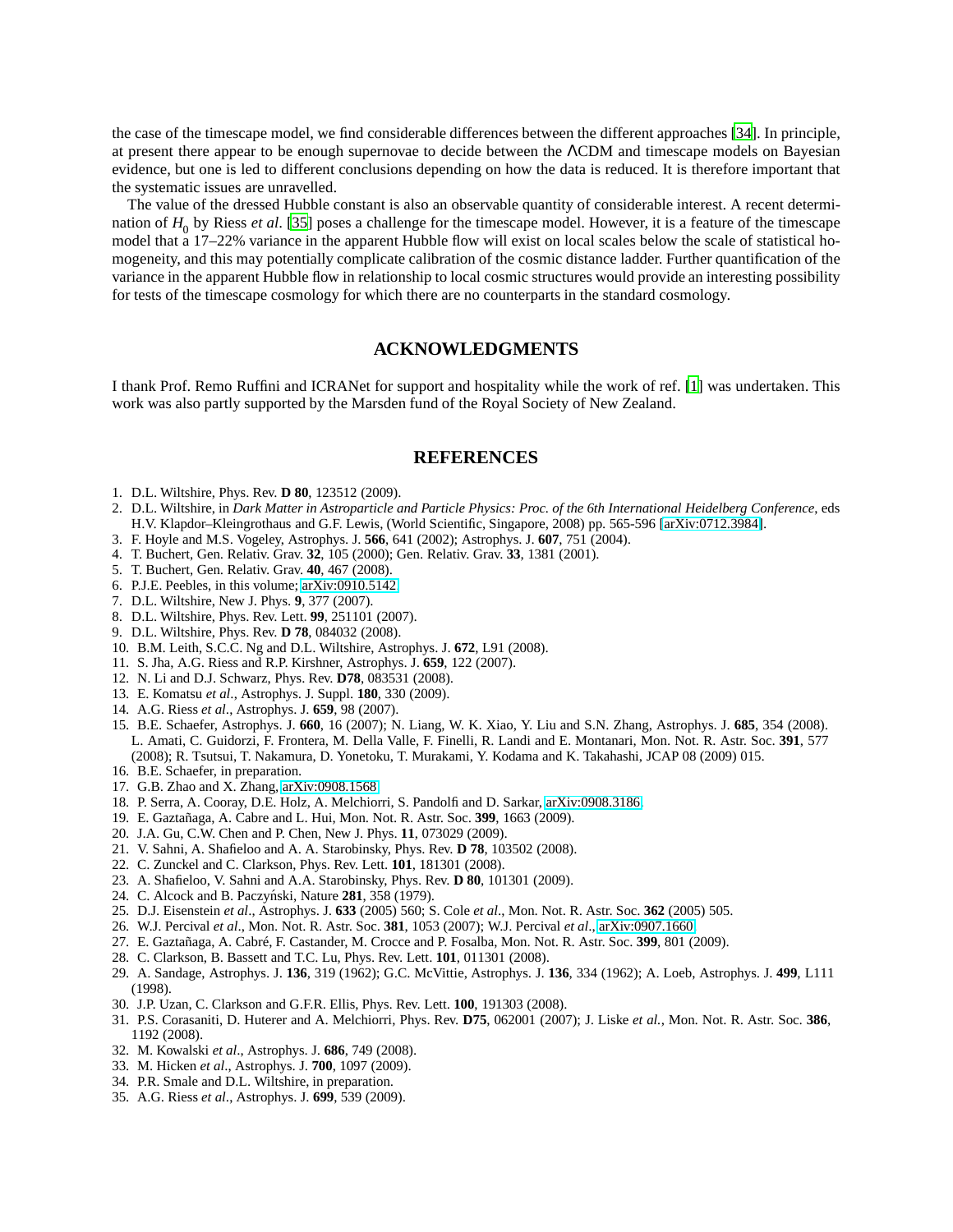the case of the timescape model, we find considerable differences between the different approaches [34]. In principle, at present there appear to be enough supernovae to decide between the ΛCDM and timescape models on Bayesian evidence, but one is led to different conclusions depending on how the data is reduced. It is therefore important that the systematic issues are unravelled.

The value of the dressed Hubble constant is also an observable quantity of considerable interest. A recent determination of $H_0$ by Riess *et al.* [35] poses a challenge for the timescape model. However, it is a feature of the timescape model that a 17–22% variance in the apparent Hubble flow will exist on local scales below the scale of statistical homogeneity, and this may potentially complicate calibration of the cosmic distance ladder. Further quantification of the variance in the apparent Hubble flow in relationship to local cosmic structures would provide an interesting possibility for tests of the timescape cosmology for which there are no counterparts in the standard cosmology.

## ACKNOWLEDGMENTS

I thank Prof. Remo Ruffini and ICRANet for support and hospitality while the work of ref. [1] was undertaken. This work was also partly supported by the Marsden fund of the Royal Society of New Zealand.

## REFERENCES

1. D.L. Wiltshire, Phys. Rev. **D 80**, 123512 (2009).
2. D.L. Wiltshire, in *Dark Matter in Astroparticle and Particle Physics: Proc. of the 6th International Heidelberg Conference*, eds H.V. Klapdor–Kleingrothaus and G.F. Lewis, (World Scientific, Singapore, 2008) pp. 565-596 [arXiv:0712.3984].
3. F. Hoyle and M.S. Vogeley, Astrophys. J. **566**, 641 (2002); Astrophys. J. **607**, 751 (2004).
4. T. Buchert, Gen. Relativ. Grav. **32**, 105 (2000); Gen. Relativ. Grav. **33**, 1381 (2001).
5. T. Buchert, Gen. Relativ. Grav. **40**, 467 (2008).
6. P.J.E. Peebles, in this volume; arXiv:0910.5142
7. D.L. Wiltshire, New J. Phys. **9**, 377 (2007).
8. D.L. Wiltshire, Phys. Rev. Lett. **99**, 251101 (2007).
9. D.L. Wiltshire, Phys. Rev. **D 78**, 084032 (2008).
10. B.M. Leith, S.C.C. Ng and D.L. Wiltshire, Astrophys. J. **672**, L91 (2008).
11. S. Jha, A.G. Riess and R.P. Kirshner, Astrophys. J. **659**, 122 (2007).
12. N. Li and D.J. Schwarz, Phys. Rev. **D78**, 083531 (2008).
13. E. Komatsu *et al.*, Astrophys. J. Suppl. **180**, 330 (2009).
14. A.G. Riess *et al.*, Astrophys. J. **659**, 98 (2007).
15. B.E. Schaefer, Astrophys. J. **660**, 16 (2007); N. Liang, W. K. Xiao, Y. Liu and S.N. Zhang, Astrophys. J. **685**, 354 (2008). L. Amati, C. Guidorzi, F. Frontera, M. Della Valle, F. Finelli, R. Landi and E. Montanari, Mon. Not. R. Astr. Soc. **391**, 577 (2008); R. Tsutsui, T. Nakamura, D. Yonetoku, T. Murakami, Y. Kodama and K. Takahashi, JCAP 08 (2009) 015.
16. B.E. Schaefer, in preparation.
17. G.B. Zhao and X. Zhang, arXiv:0908.1568
18. P. Serra, A. Cooray, D.E. Holz, A. Melchiorri, S. Pandolfi and D. Sarkar, arXiv:0908.3186
19. E. Gaztañaga, A. Cabre and L. Hui, Mon. Not. R. Astr. Soc. **399**, 1663 (2009).
20. J.A. Gu, C.W. Chen and P. Chen, New J. Phys. **11**, 073029 (2009).
21. V. Sahni, A. Shafieloo and A. A. Starobinsky, Phys. Rev. **D 78**, 103502 (2008).
22. C. Zunckel and C. Clarkson, Phys. Rev. Lett. **101**, 181301 (2008).
23. A. Shafieloo, V. Sahni and A.A. Starobinsky, Phys. Rev. **D 80**, 101301 (2009).
24. C. Alcock and B. Paczyński, Nature **281**, 358 (1979).
25. D.J. Eisenstein *et al.*, Astrophys. J. **633** (2005) 560; S. Cole *et al.*, Mon. Not. R. Astr. Soc. **362** (2005) 505.
26. W.J. Percival *et al.*, Mon. Not. R. Astr. Soc. **381**, 1053 (2007); W.J. Percival *et al.*, arXiv:0907.1660
27. E. Gaztañaga, A. Cabré, F. Castander, M. Crocce and P. Fosalba, Mon. Not. R. Astr. Soc. **399**, 801 (2009).
28. C. Clarkson, B. Bassett and T.C. Lu, Phys. Rev. Lett. **101**, 011301 (2008).
29. A. Sandage, Astrophys. J. **136**, 319 (1962); G.C. McVittie, Astrophys. J. **136**, 334 (1962); A. Loeb, Astrophys. J. **499**, L111 (1998).
30. J.P. Uzan, C. Clarkson and G.F.R. Ellis, Phys. Rev. Lett. **100**, 191303 (2008).
31. P.S. Corasaniti, D. Huterer and A. Melchiorri, Phys. Rev. **D75**, 062001 (2007); J. Liske *et al.*, Mon. Not. R. Astr. Soc. **386**, 1192 (2008).
32. M. Kowalski *et al.*, Astrophys. J. **686**, 749 (2008).
33. M. Hicken *et al.*, Astrophys. J. **700**, 1097 (2009).
34. P.R. Smale and D.L. Wiltshire, in preparation.
35. A.G. Riess *et al.*, Astrophys. J. **699**, 539 (2009).